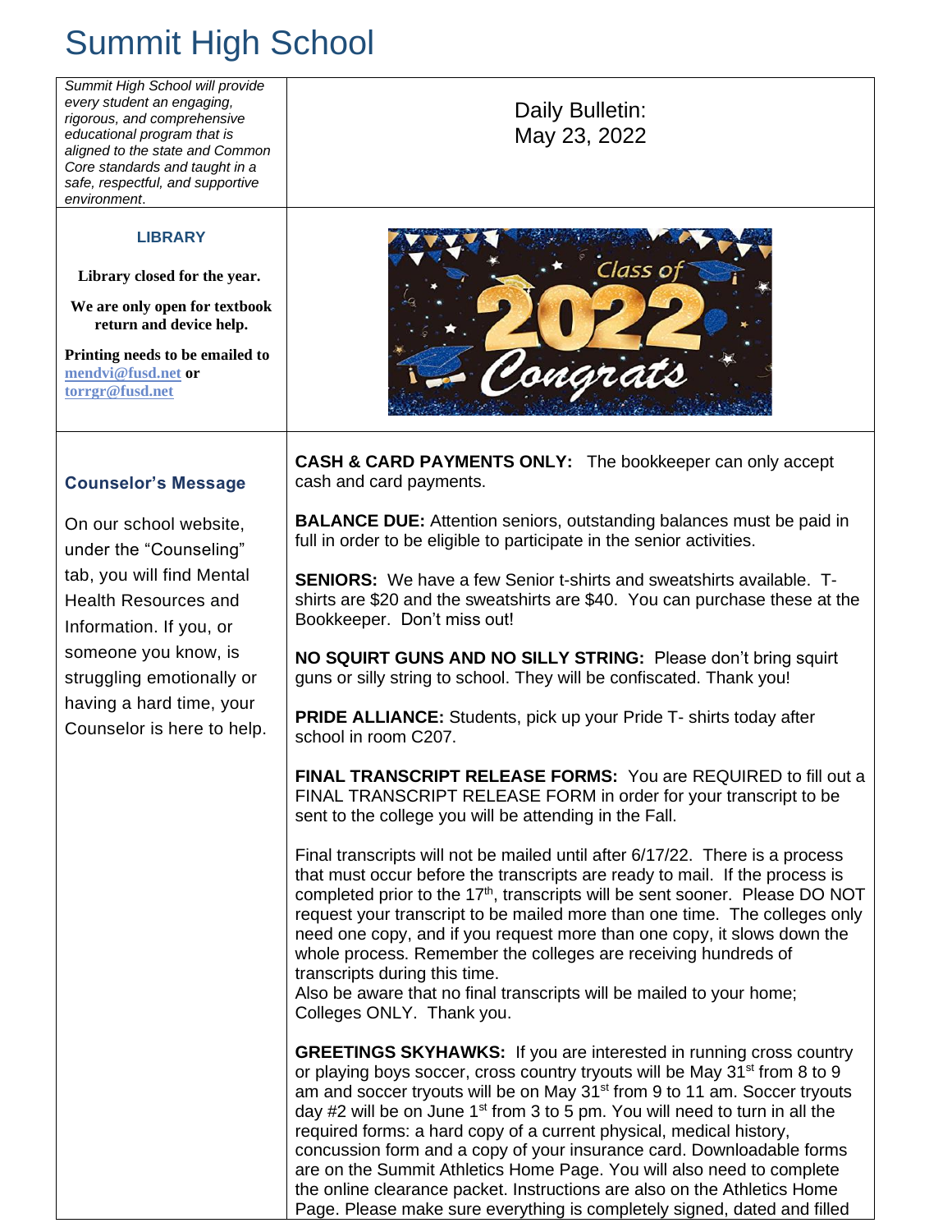# Summit High School

*Summit High School will provide every student an engaging, rigorous, and comprehensive educational program that is aligned to the state and Common Core standards and taught in a safe, respectful, and supportive environment.*

## Daily Bulletin: May 23, 2022

### LIBRARY

**Library closed for the year.**

**We are only open for textbook return and device help.**

**Printing needs to be emailed to mendvi@fusd.net or torrgr@fusd.net**

### Counselor's Message

On our school website, under the "Counseling" tab, you will find Mental Health Resources and Information. If you, or someone you know, is struggling emotionally or having a hard time, your Counselor is here to help.

**CASH & CARD PAYMENTS ONLY:** The bookkeeper can only accept cash and card payments.

**BALANCE DUE:** Attention seniors, outstanding balances must be paid in full in order to be eligible to participate in the senior activities.

**SENIORS:** We have a few Senior t-shirts and sweatshirts available. T-shirts are $20 and the sweatshirts are $40. You can purchase these at the Bookkeeper. Don't miss out!

**NO SQUIRT GUNS AND NO SILLY STRING:** Please don't bring squirt guns or silly string to school. They will be confiscated. Thank you!

**PRIDE ALLIANCE:** Students, pick up your Pride T- shirts today after school in room C207.

**FINAL TRANSCRIPT RELEASE FORMS:** You are REQUIRED to fill out a FINAL TRANSCRIPT RELEASE FORM in order for your transcript to be sent to the college you will be attending in the Fall.

Final transcripts will not be mailed until after 6/17/22. There is a process that must occur before the transcripts are ready to mail. If the process is completed prior to the 17th, transcripts will be sent sooner. Please DO NOT request your transcript to be mailed more than one time. The colleges only need one copy, and if you request more than one copy, it slows down the whole process. Remember the colleges are receiving hundreds of transcripts during this time.
Also be aware that no final transcripts will be mailed to your home; Colleges ONLY. Thank you.

**GREETINGS SKYHAWKS:** If you are interested in running cross country or playing boys soccer, cross country tryouts will be May 31st from 8 to 9 am and soccer tryouts will be on May 31st from 9 to 11 am. Soccer tryouts day #2 will be on June 1st from 3 to 5 pm. You will need to turn in all the required forms: a hard copy of a current physical, medical history, concussion form and a copy of your insurance card. Downloadable forms are on the Summit Athletics Home Page. You will also need to complete the online clearance packet. Instructions are also on the Athletics Home Page. Please make sure everything is completely signed, dated and filled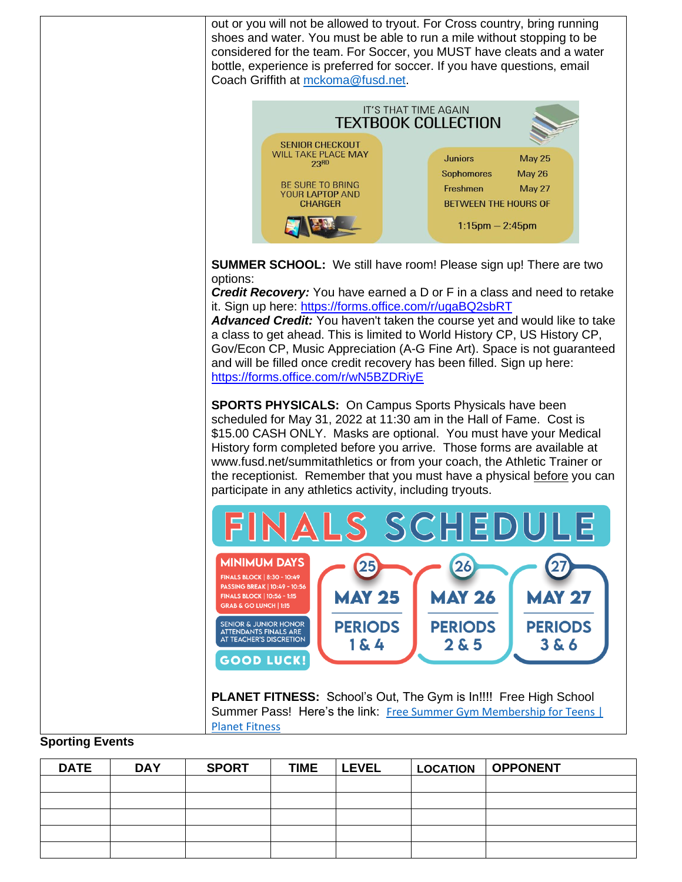out or you will not be allowed to tryout. For Cross country, bring running shoes and water. You must be able to run a mile without stopping to be considered for the team. For Soccer, you MUST have cleats and a water bottle, experience is preferred for soccer. If you have questions, email Coach Griffith at mckoma@fusd.net.

IT'S THAT TIME AGAIN
TEXTBOOK COLLECTION

SENIOR CHECKOUT WILL TAKE PLACE MAY 23RD

BE SURE TO BRING YOUR LAPTOP AND CHARGER

| | |
|---|---|
| Juniors | May 25 |
| Sophomores | May 26 |
| Freshmen | May 27 |

BETWEEN THE HOURS OF

1:15pm – 2:45pm

**SUMMER SCHOOL:** We still have room! Please sign up! There are two options:
***Credit Recovery:*** You have earned a D or F in a class and need to retake it. Sign up here: https://forms.office.com/r/ugaBQ2sbRT
***Advanced Credit:*** You haven't taken the course yet and would like to take a class to get ahead. This is limited to World History CP, US History CP, Gov/Econ CP, Music Appreciation (A-G Fine Art). Space is not guaranteed and will be filled once credit recovery has been filled. Sign up here: https://forms.office.com/r/wN5BZDRiyE

**SPORTS PHYSICALS:** On Campus Sports Physicals have been scheduled for May 31, 2022 at 11:30 am in the Hall of Fame. Cost is $15.00 CASH ONLY. Masks are optional. You must have your Medical History form completed before you arrive. Those forms are available at www.fusd.net/summitathletics or from your coach, the Athletic Trainer or the receptionist. Remember that you must have a physical before you can participate in any athletics activity, including tryouts.

FINALS SCHEDULE

MINIMUM DAYS
FINALS BLOCK | 8:30 - 10:49
PASSING BREAK | 10:49 - 10:56
FINALS BLOCK | 10:56 - 1:15
GRAB & GO LUNCH | 1:15

SENIOR & JUNIOR HONOR ATTENDANTS FINALS ARE AT TEACHER'S DISCRETION

GOOD LUCK!

MAY 25
PERIODS 1 & 4

MAY 26
PERIODS 2 & 5

MAY 27
PERIODS 3 & 6

**PLANET FITNESS:** School's Out, The Gym Is In!!!! Free High School Summer Pass! Here's the link: Free Summer Gym Membership for Teens | Planet Fitness

**Sporting Events**

| DATE | DAY | SPORT | TIME | LEVEL | LOCATION | OPPONENT |
|---|---|---|---|---|---|---|
| | | | | | | |
| | | | | | | |
| | | | | | | |
| | | | | | | |
| | | | | | | |